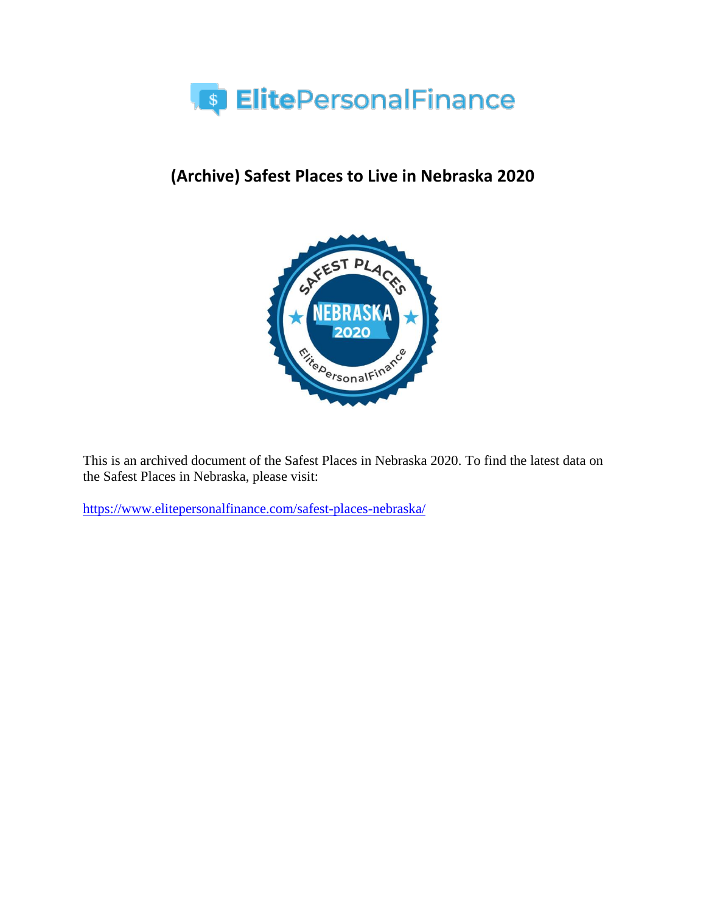# (Archive) Safest Places to Live in Nebraska 2020

This is an archived document of the Safest Places in Nebraska 2020. To find the latest data on the Safest Places in Nebraska, please visit:

https://www.elitepersonalfinance.com/safest-places-nebraska/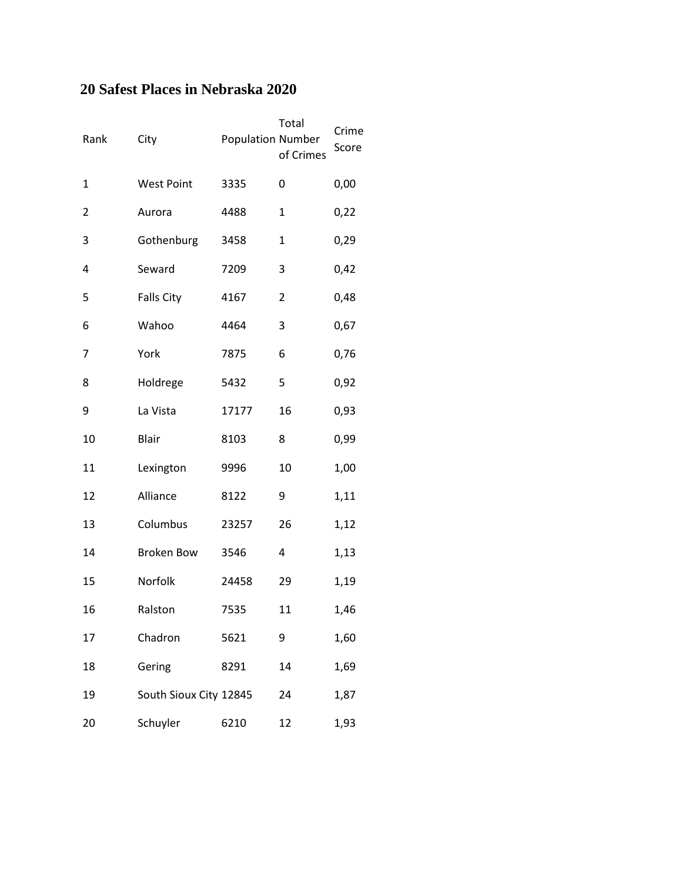## 20 Safest Places in Nebraska 2020

| Rank | City | Population | Total Number of Crimes | Crime Score |
|---|---|---|---|---|
| 1 | West Point | 3335 | 0 | 0,00 |
| 2 | Aurora | 4488 | 1 | 0,22 |
| 3 | Gothenburg | 3458 | 1 | 0,29 |
| 4 | Seward | 7209 | 3 | 0,42 |
| 5 | Falls City | 4167 | 2 | 0,48 |
| 6 | Wahoo | 4464 | 3 | 0,67 |
| 7 | York | 7875 | 6 | 0,76 |
| 8 | Holdrege | 5432 | 5 | 0,92 |
| 9 | La Vista | 17177 | 16 | 0,93 |
| 10 | Blair | 8103 | 8 | 0,99 |
| 11 | Lexington | 9996 | 10 | 1,00 |
| 12 | Alliance | 8122 | 9 | 1,11 |
| 13 | Columbus | 23257 | 26 | 1,12 |
| 14 | Broken Bow | 3546 | 4 | 1,13 |
| 15 | Norfolk | 24458 | 29 | 1,19 |
| 16 | Ralston | 7535 | 11 | 1,46 |
| 17 | Chadron | 5621 | 9 | 1,60 |
| 18 | Gering | 8291 | 14 | 1,69 |
| 19 | South Sioux City | 12845 | 24 | 1,87 |
| 20 | Schuyler | 6210 | 12 | 1,93 |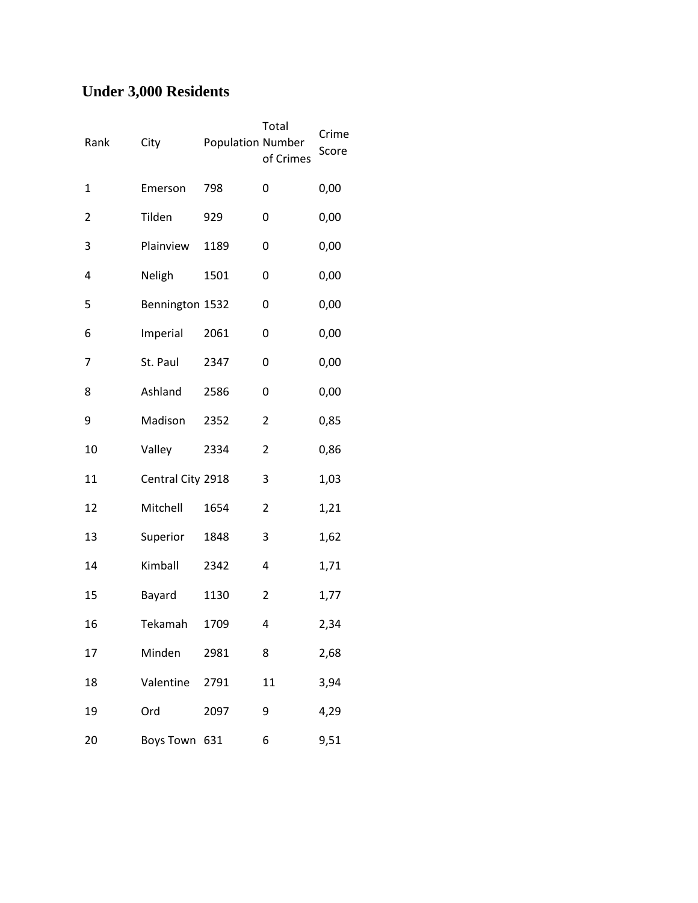## Under 3,000 Residents

| Rank | City | Population | Total Number of Crimes | Crime Score |
|---|---|---|---|---|
| 1 | Emerson | 798 | 0 | 0,00 |
| 2 | Tilden | 929 | 0 | 0,00 |
| 3 | Plainview | 1189 | 0 | 0,00 |
| 4 | Neligh | 1501 | 0 | 0,00 |
| 5 | Bennington | 1532 | 0 | 0,00 |
| 6 | Imperial | 2061 | 0 | 0,00 |
| 7 | St. Paul | 2347 | 0 | 0,00 |
| 8 | Ashland | 2586 | 0 | 0,00 |
| 9 | Madison | 2352 | 2 | 0,85 |
| 10 | Valley | 2334 | 2 | 0,86 |
| 11 | Central City | 2918 | 3 | 1,03 |
| 12 | Mitchell | 1654 | 2 | 1,21 |
| 13 | Superior | 1848 | 3 | 1,62 |
| 14 | Kimball | 2342 | 4 | 1,71 |
| 15 | Bayard | 1130 | 2 | 1,77 |
| 16 | Tekamah | 1709 | 4 | 2,34 |
| 17 | Minden | 2981 | 8 | 2,68 |
| 18 | Valentine | 2791 | 11 | 3,94 |
| 19 | Ord | 2097 | 9 | 4,29 |
| 20 | Boys Town | 631 | 6 | 9,51 |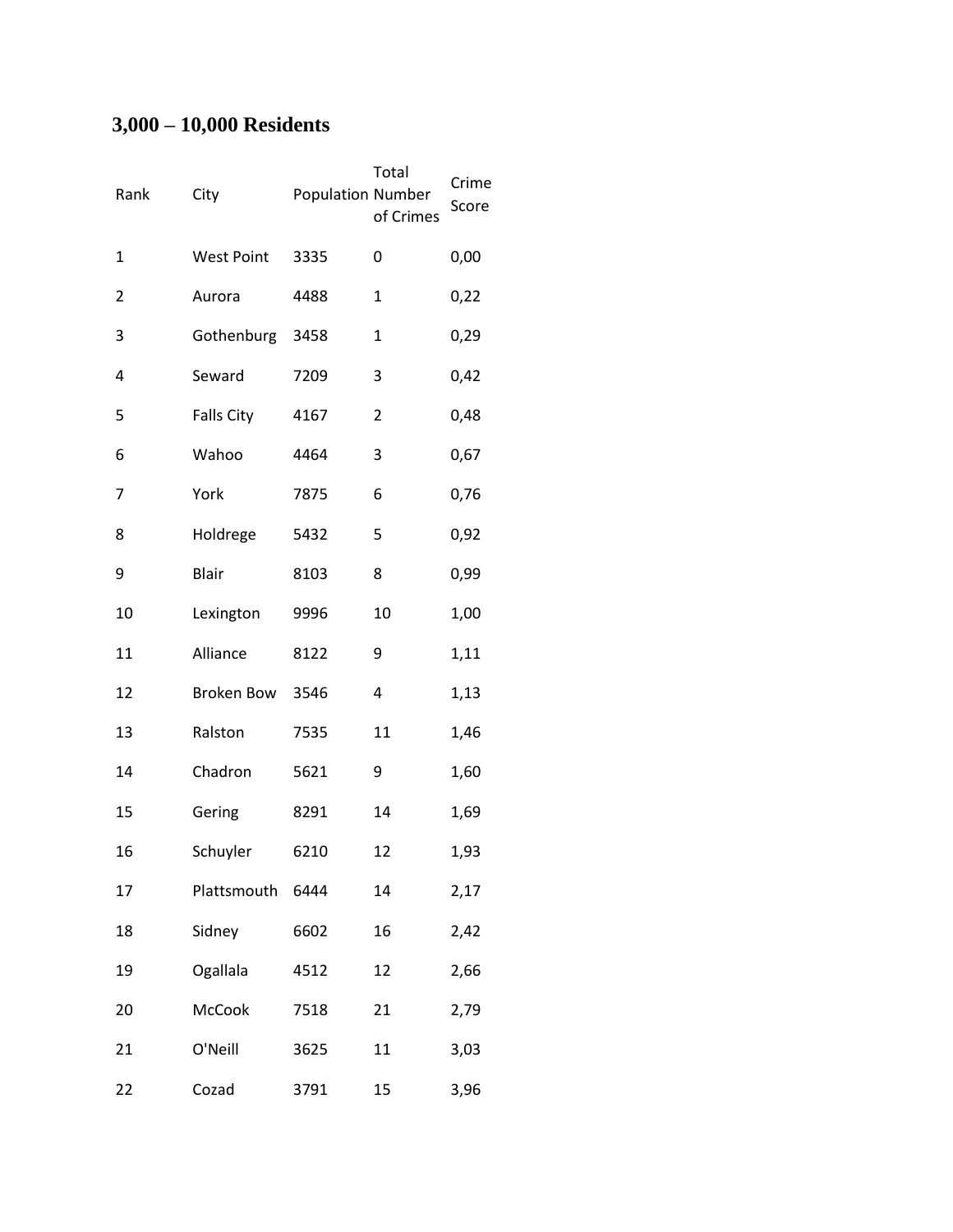## 3,000 – 10,000 Residents

| Rank | City | Population | Total Number of Crimes | Crime Score |
|---|---|---|---|---|
| 1 | West Point | 3335 | 0 | 0,00 |
| 2 | Aurora | 4488 | 1 | 0,22 |
| 3 | Gothenburg | 3458 | 1 | 0,29 |
| 4 | Seward | 7209 | 3 | 0,42 |
| 5 | Falls City | 4167 | 2 | 0,48 |
| 6 | Wahoo | 4464 | 3 | 0,67 |
| 7 | York | 7875 | 6 | 0,76 |
| 8 | Holdrege | 5432 | 5 | 0,92 |
| 9 | Blair | 8103 | 8 | 0,99 |
| 10 | Lexington | 9996 | 10 | 1,00 |
| 11 | Alliance | 8122 | 9 | 1,11 |
| 12 | Broken Bow | 3546 | 4 | 1,13 |
| 13 | Ralston | 7535 | 11 | 1,46 |
| 14 | Chadron | 5621 | 9 | 1,60 |
| 15 | Gering | 8291 | 14 | 1,69 |
| 16 | Schuyler | 6210 | 12 | 1,93 |
| 17 | Plattsmouth | 6444 | 14 | 2,17 |
| 18 | Sidney | 6602 | 16 | 2,42 |
| 19 | Ogallala | 4512 | 12 | 2,66 |
| 20 | McCook | 7518 | 21 | 2,79 |
| 21 | O'Neill | 3625 | 11 | 3,03 |
| 22 | Cozad | 3791 | 15 | 3,96 |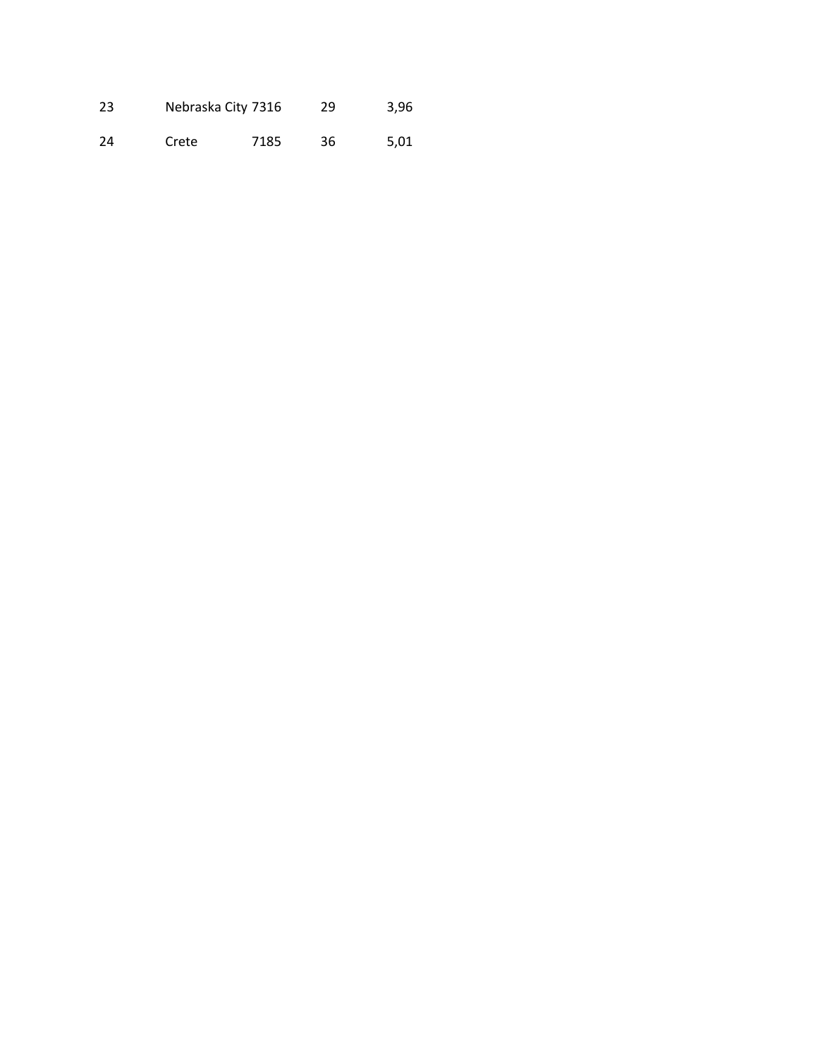| | | | | |
|---|---|---|---|---|
| 23 | Nebraska City | 7316 | 29 | 3,96 |
| 24 | Crete | 7185 | 36 | 5,01 |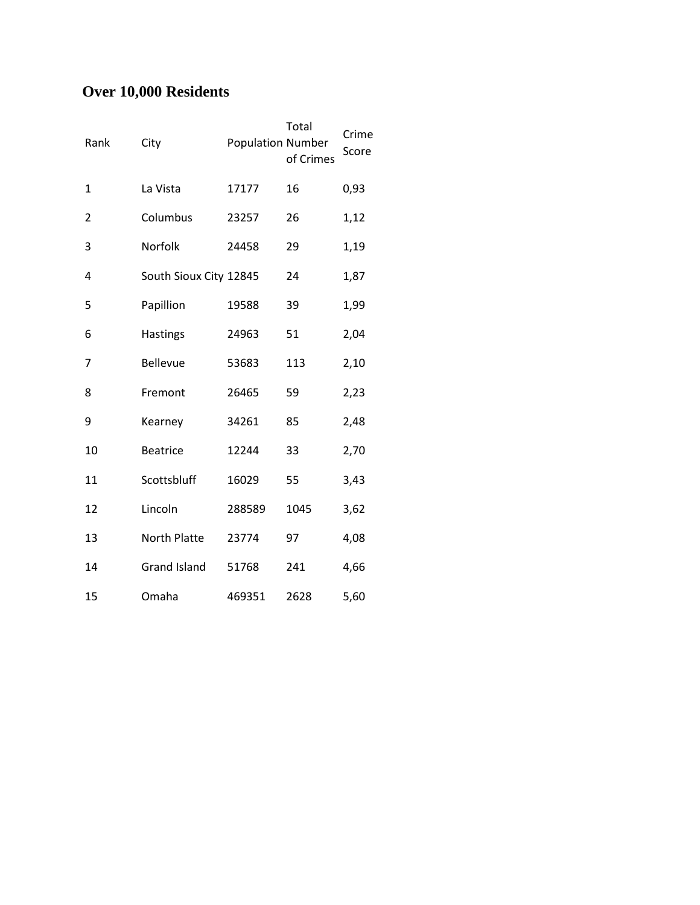## Over 10,000 Residents

| Rank | City | Population | Total Number of Crimes | Crime Score |
|---|---|---|---|---|
| 1 | La Vista | 17177 | 16 | 0,93 |
| 2 | Columbus | 23257 | 26 | 1,12 |
| 3 | Norfolk | 24458 | 29 | 1,19 |
| 4 | South Sioux City | 12845 | 24 | 1,87 |
| 5 | Papillion | 19588 | 39 | 1,99 |
| 6 | Hastings | 24963 | 51 | 2,04 |
| 7 | Bellevue | 53683 | 113 | 2,10 |
| 8 | Fremont | 26465 | 59 | 2,23 |
| 9 | Kearney | 34261 | 85 | 2,48 |
| 10 | Beatrice | 12244 | 33 | 2,70 |
| 11 | Scottsbluff | 16029 | 55 | 3,43 |
| 12 | Lincoln | 288589 | 1045 | 3,62 |
| 13 | North Platte | 23774 | 97 | 4,08 |
| 14 | Grand Island | 51768 | 241 | 4,66 |
| 15 | Omaha | 469351 | 2628 | 5,60 |